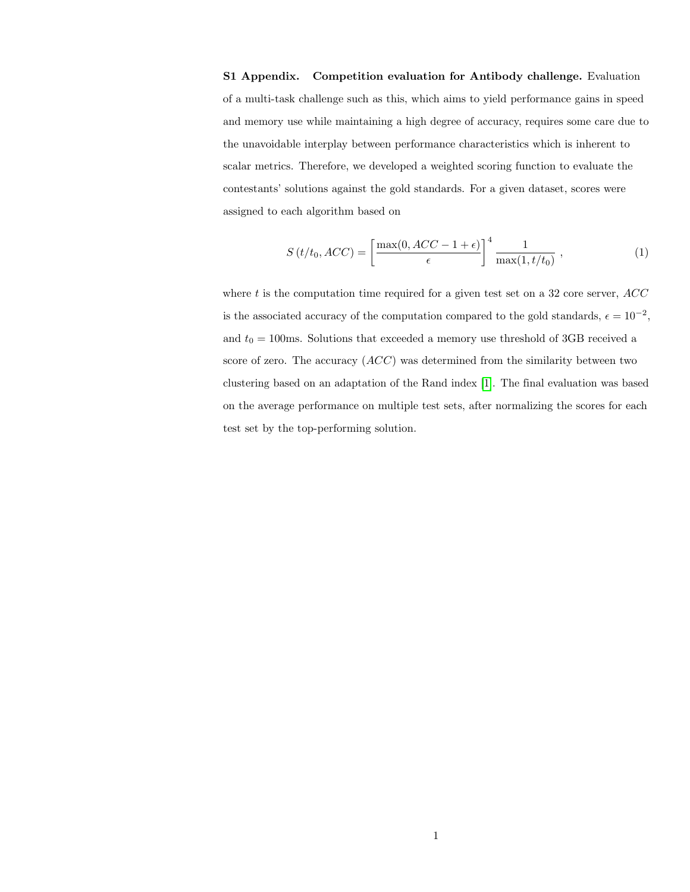**S1 Appendix. Competition evaluation for Antibody challenge.** Evaluation of a multi-task challenge such as this, which aims to yield performance gains in speed and memory use while maintaining a high degree of accuracy, requires some care due to the unavoidable interplay between performance characteristics which is inherent to scalar metrics. Therefore, we developed a weighted scoring function to evaluate the contestants' solutions against the gold standards. For a given dataset, scores were assigned to each algorithm based on

$$S\left(t/t_0, ACC\right) = \left[\frac{\max(0, ACC - 1 + \epsilon)}{\epsilon}\right]^4 \frac{1}{\max(1, t/t_0)} \ , \tag{1}$$

where $t$ is the computation time required for a given test set on a 32 core server, $ACC$ is the associated accuracy of the computation compared to the gold standards, $\epsilon = 10^{-2}$, and $t_0 = 100$ms. Solutions that exceeded a memory use threshold of 3GB received a score of zero. The accuracy ($ACC$) was determined from the similarity between two clustering based on an adaptation of the Rand index [1]. The final evaluation was based on the average performance on multiple test sets, after normalizing the scores for each test set by the top-performing solution.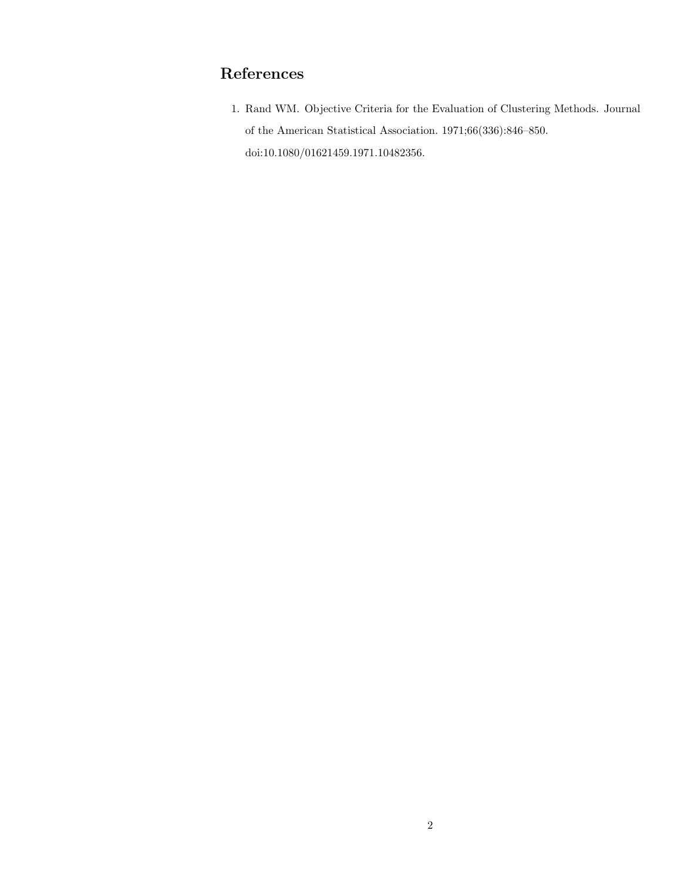## References

1. Rand WM. Objective Criteria for the Evaluation of Clustering Methods. Journal of the American Statistical Association. 1971;66(336):846–850. doi:10.1080/01621459.1971.10482356.